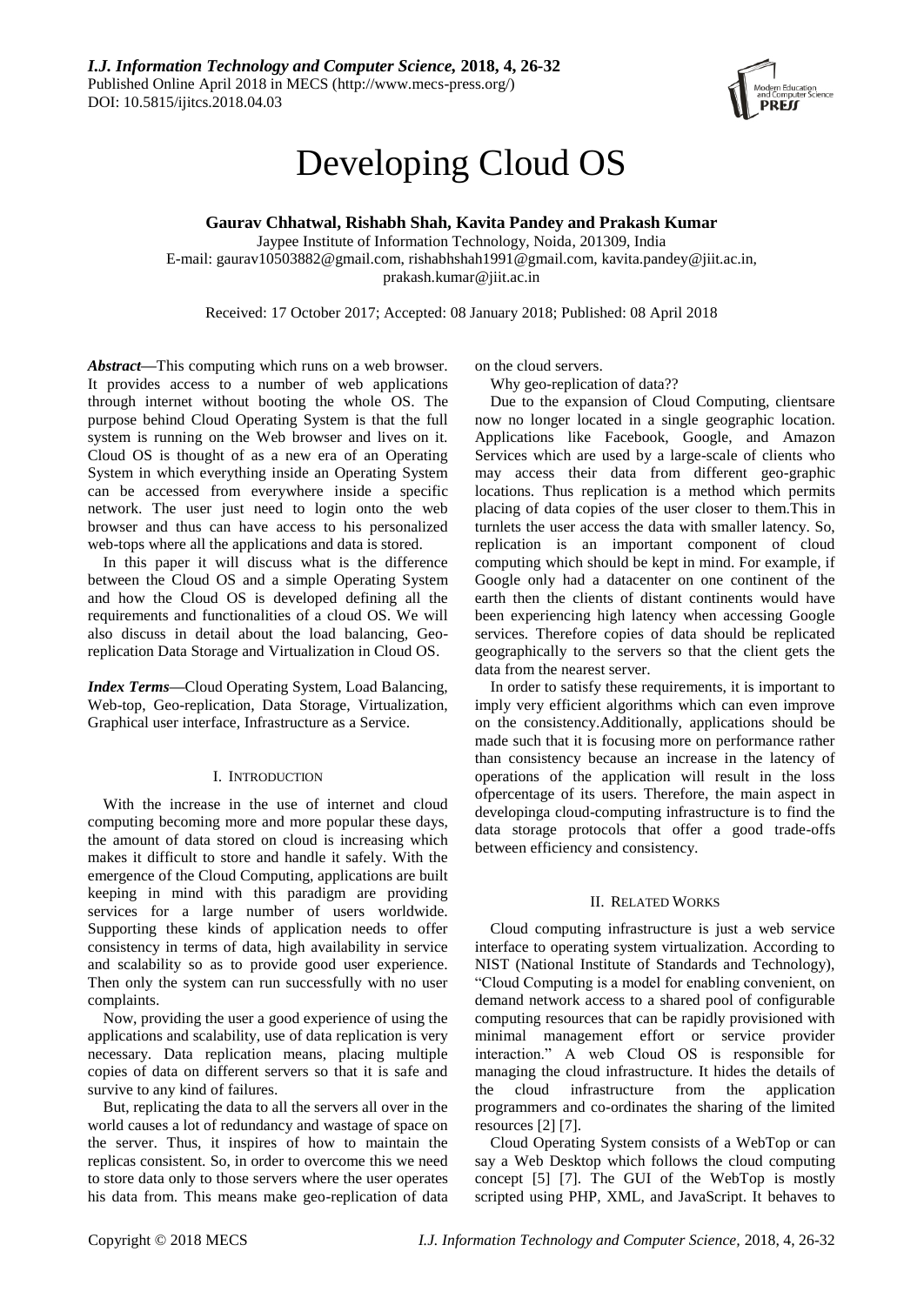# Developing Cloud OS

**Gaurav Chhatwal, Rishabh Shah, Kavita Pandey and Prakash Kumar**

Jaypee Institute of Information Technology, Noida, 201309, India

E-mail: gaurav10503882@gmail.com, rishabhshah1991@gmail.com, kavita.pandey@jiit.ac.in, prakash.kumar@jiit.ac.in

Received: 17 October 2017; Accepted: 08 January 2018; Published: 08 April 2018

***Abstract*—**This computing which runs on a web browser. It provides access to a number of web applications through internet without booting the whole OS. The purpose behind Cloud Operating System is that the full system is running on the Web browser and lives on it. Cloud OS is thought of as a new era of an Operating System in which everything inside an Operating System can be accessed from everywhere inside a specific network. The user just need to login onto the web browser and thus can have access to his personalized web-tops where all the applications and data is stored.

In this paper it will discuss what is the difference between the Cloud OS and a simple Operating System and how the Cloud OS is developed defining all the requirements and functionalities of a cloud OS. We will also discuss in detail about the load balancing, Geo-replication Data Storage and Virtualization in Cloud OS.

***Index Terms*—**Cloud Operating System, Load Balancing, Web-top, Geo-replication, Data Storage, Virtualization, Graphical user interface, Infrastructure as a Service.

## I. Introduction

With the increase in the use of internet and cloud computing becoming more and more popular these days, the amount of data stored on cloud is increasing which makes it difficult to store and handle it safely. With the emergence of the Cloud Computing, applications are built keeping in mind with this paradigm are providing services for a large number of users worldwide. Supporting these kinds of application needs to offer consistency in terms of data, high availability in service and scalability so as to provide good user experience. Then only the system can run successfully with no user complaints.

Now, providing the user a good experience of using the applications and scalability, use of data replication is very necessary. Data replication means, placing multiple copies of data on different servers so that it is safe and survive to any kind of failures.

But, replicating the data to all the servers all over in the world causes a lot of redundancy and wastage of space on the server. Thus, it inspires of how to maintain the replicas consistent. So, in order to overcome this we need to store data only to those servers where the user operates his data from. This means make geo-replication of data on the cloud servers.

Why geo-replication of data??

Due to the expansion of Cloud Computing, clientsare now no longer located in a single geographic location. Applications like Facebook, Google, and Amazon Services which are used by a large-scale of clients who may access their data from different geo-graphic locations. Thus replication is a method which permits placing of data copies of the user closer to them.This in turnlets the user access the data with smaller latency. So, replication is an important component of cloud computing which should be kept in mind. For example, if Google only had a datacenter on one continent of the earth then the clients of distant continents would have been experiencing high latency when accessing Google services. Therefore copies of data should be replicated geographically to the servers so that the client gets the data from the nearest server.

In order to satisfy these requirements, it is important to imply very efficient algorithms which can even improve on the consistency.Additionally, applications should be made such that it is focusing more on performance rather than consistency because an increase in the latency of operations of the application will result in the loss ofpercentage of its users. Therefore, the main aspect in developinga cloud-computing infrastructure is to find the data storage protocols that offer a good trade-offs between efficiency and consistency.

## II. Related Works

Cloud computing infrastructure is just a web service interface to operating system virtualization. According to NIST (National Institute of Standards and Technology), "Cloud Computing is a model for enabling convenient, on demand network access to a shared pool of configurable computing resources that can be rapidly provisioned with minimal management effort or service provider interaction." A web Cloud OS is responsible for managing the cloud infrastructure. It hides the details of the cloud infrastructure from the application programmers and co-ordinates the sharing of the limited resources [2] [7].

Cloud Operating System consists of a WebTop or can say a Web Desktop which follows the cloud computing concept [5] [7]. The GUI of the WebTop is mostly scripted using PHP, XML, and JavaScript. It behaves to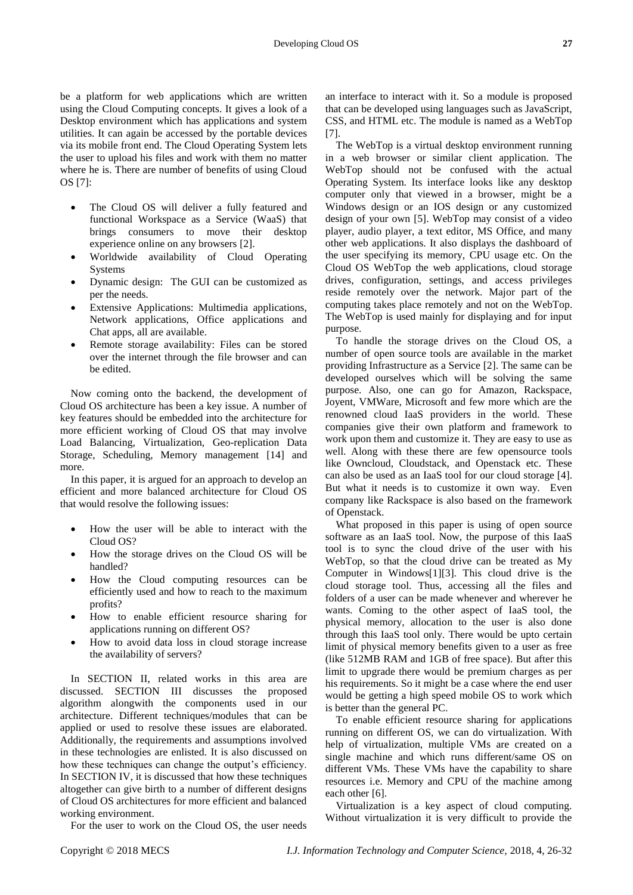be a platform for web applications which are written using the Cloud Computing concepts. It gives a look of a Desktop environment which has applications and system utilities. It can again be accessed by the portable devices via its mobile front end. The Cloud Operating System lets the user to upload his files and work with them no matter where he is. There are number of benefits of using Cloud OS [7]:

- The Cloud OS will deliver a fully featured and functional Workspace as a Service (WaaS) that brings consumers to move their desktop experience online on any browsers [2].
- Worldwide availability of Cloud Operating Systems
- Dynamic design: The GUI can be customized as per the needs.
- Extensive Applications: Multimedia applications, Network applications, Office applications and Chat apps, all are available.
- Remote storage availability: Files can be stored over the internet through the file browser and can be edited.

Now coming onto the backend, the development of Cloud OS architecture has been a key issue. A number of key features should be embedded into the architecture for more efficient working of Cloud OS that may involve Load Balancing, Virtualization, Geo-replication Data Storage, Scheduling, Memory management [14] and more.

In this paper, it is argued for an approach to develop an efficient and more balanced architecture for Cloud OS that would resolve the following issues:

- How the user will be able to interact with the Cloud OS?
- How the storage drives on the Cloud OS will be handled?
- How the Cloud computing resources can be efficiently used and how to reach to the maximum profits?
- How to enable efficient resource sharing for applications running on different OS?
- How to avoid data loss in cloud storage increase the availability of servers?

In SECTION II, related works in this area are discussed. SECTION III discusses the proposed algorithm alongwith the components used in our architecture. Different techniques/modules that can be applied or used to resolve these issues are elaborated. Additionally, the requirements and assumptions involved in these technologies are enlisted. It is also discussed on how these techniques can change the output's efficiency. In SECTION IV, it is discussed that how these techniques altogether can give birth to a number of different designs of Cloud OS architectures for more efficient and balanced working environment.

For the user to work on the Cloud OS, the user needs an interface to interact with it. So a module is proposed that can be developed using languages such as JavaScript, CSS, and HTML etc. The module is named as a WebTop [7].

The WebTop is a virtual desktop environment running in a web browser or similar client application. The WebTop should not be confused with the actual Operating System. Its interface looks like any desktop computer only that viewed in a browser, might be a Windows design or an IOS design or any customized design of your own [5]. WebTop may consist of a video player, audio player, a text editor, MS Office, and many other web applications. It also displays the dashboard of the user specifying its memory, CPU usage etc. On the Cloud OS WebTop the web applications, cloud storage drives, configuration, settings, and access privileges reside remotely over the network. Major part of the computing takes place remotely and not on the WebTop. The WebTop is used mainly for displaying and for input purpose.

To handle the storage drives on the Cloud OS, a number of open source tools are available in the market providing Infrastructure as a Service [2]. The same can be developed ourselves which will be solving the same purpose. Also, one can go for Amazon, Rackspace, Joyent, VMWare, Microsoft and few more which are the renowned cloud IaaS providers in the world. These companies give their own platform and framework to work upon them and customize it. They are easy to use as well. Along with these there are few opensource tools like Owncloud, Cloudstack, and Openstack etc. These can also be used as an IaaS tool for our cloud storage [4]. But what it needs is to customize it own way. Even company like Rackspace is also based on the framework of Openstack.

What proposed in this paper is using of open source software as an IaaS tool. Now, the purpose of this IaaS tool is to sync the cloud drive of the user with his WebTop, so that the cloud drive can be treated as My Computer in Windows[1][3]. This cloud drive is the cloud storage tool. Thus, accessing all the files and folders of a user can be made whenever and wherever he wants. Coming to the other aspect of IaaS tool, the physical memory, allocation to the user is also done through this IaaS tool only. There would be upto certain limit of physical memory benefits given to a user as free (like 512MB RAM and 1GB of free space). But after this limit to upgrade there would be premium charges as per his requirements. So it might be a case where the end user would be getting a high speed mobile OS to work which is better than the general PC.

To enable efficient resource sharing for applications running on different OS, we can do virtualization. With help of virtualization, multiple VMs are created on a single machine and which runs different/same OS on different VMs. These VMs have the capability to share resources i.e. Memory and CPU of the machine among each other [6].

Virtualization is a key aspect of cloud computing. Without virtualization it is very difficult to provide the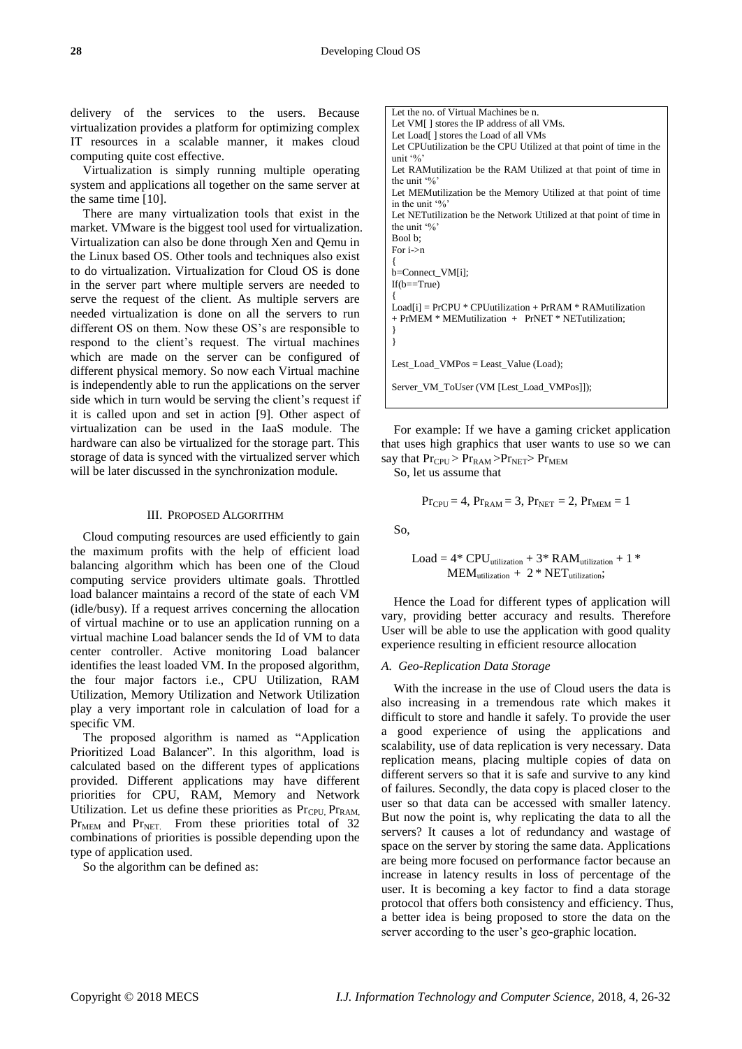delivery of the services to the users. Because virtualization provides a platform for optimizing complex IT resources in a scalable manner, it makes cloud computing quite cost effective.

Virtualization is simply running multiple operating system and applications all together on the same server at the same time [10].

There are many virtualization tools that exist in the market. VMware is the biggest tool used for virtualization. Virtualization can also be done through Xen and Qemu in the Linux based OS. Other tools and techniques also exist to do virtualization. Virtualization for Cloud OS is done in the server part where multiple servers are needed to serve the request of the client. As multiple servers are needed virtualization is done on all the servers to run different OS on them. Now these OS's are responsible to respond to the client's request. The virtual machines which are made on the server can be configured of different physical memory. So now each Virtual machine is independently able to run the applications on the server side which in turn would be serving the client's request if it is called upon and set in action [9]. Other aspect of virtualization can be used in the IaaS module. The hardware can also be virtualized for the storage part. This storage of data is synced with the virtualized server which will be later discussed in the synchronization module.

## III. Proposed Algorithm

Cloud computing resources are used efficiently to gain the maximum profits with the help of efficient load balancing algorithm which has been one of the Cloud computing service providers ultimate goals. Throttled load balancer maintains a record of the state of each VM (idle/busy). If a request arrives concerning the allocation of virtual machine or to use an application running on a virtual machine Load balancer sends the Id of VM to data center controller. Active monitoring Load balancer identifies the least loaded VM. In the proposed algorithm, the four major factors i.e., CPU Utilization, RAM Utilization, Memory Utilization and Network Utilization play a very important role in calculation of load for a specific VM.

The proposed algorithm is named as "Application Prioritized Load Balancer". In this algorithm, load is calculated based on the different types of applications provided. Different applications may have different priorities for CPU, RAM, Memory and Network Utilization. Let us define these priorities as $Pr_{CPU}$, $Pr_{RAM}$, $Pr_{MEM}$ and $Pr_{NET}$. From these priorities total of 32 combinations of priorities is possible depending upon the type of application used.

So the algorithm can be defined as:

```
Let the no. of Virtual Machines be n.
Let VM[ ] stores the IP address of all VMs.
Let Load[ ] stores the Load of all VMs
Let CPUutilization be the CPU Utilized at that point of time in the unit '%'
Let RAMutilization be the RAM Utilized at that point of time in the unit '%'
Let MEMutilization be the Memory Utilized at that point of time in the unit '%'
Let NETutilization be the Network Utilized at that point of time in the unit '%'
Bool b;
For i->n
{
b=Connect_VM[i];
If(b==True)
{
Load[i] = PrCPU * CPUutilization + PrRAM * RAMutilization
+ PrMEM * MEMutilization + PrNET * NETutilization;
}
}

Lest_Load_VMPos = Least_Value (Load);

Server_VM_ToUser (VM [Lest_Load_VMPos]]);
```

For example: If we have a gaming cricket application that uses high graphics that user wants to use so we can say that $Pr_{CPU} > Pr_{RAM} > Pr_{NET} > Pr_{MEM}$

So, let us assume that

$$Pr_{CPU} = 4,\ Pr_{RAM} = 3,\ Pr_{NET} = 2,\ Pr_{MEM} = 1$$

So,

$$Load = 4 * CPU_{utilization} + 3 * RAM_{utilization} + 1 * MEM_{utilization} + 2 * NET_{utilization};$$

Hence the Load for different types of application will vary, providing better accuracy and results. Therefore User will be able to use the application with good quality experience resulting in efficient resource allocation

### *A. Geo-Replication Data Storage*

With the increase in the use of Cloud users the data is also increasing in a tremendous rate which makes it difficult to store and handle it safely. To provide the user a good experience of using the applications and scalability, use of data replication is very necessary. Data replication means, placing multiple copies of data on different servers so that it is safe and survive to any kind of failures. Secondly, the data copy is placed closer to the user so that data can be accessed with smaller latency. But now the point is, why replicating the data to all the servers? It causes a lot of redundancy and wastage of space on the server by storing the same data. Applications are being more focused on performance factor because an increase in latency results in loss of percentage of the user. It is becoming a key factor to find a data storage protocol that offers both consistency and efficiency. Thus, a better idea is being proposed to store the data on the server according to the user's geo-graphic location.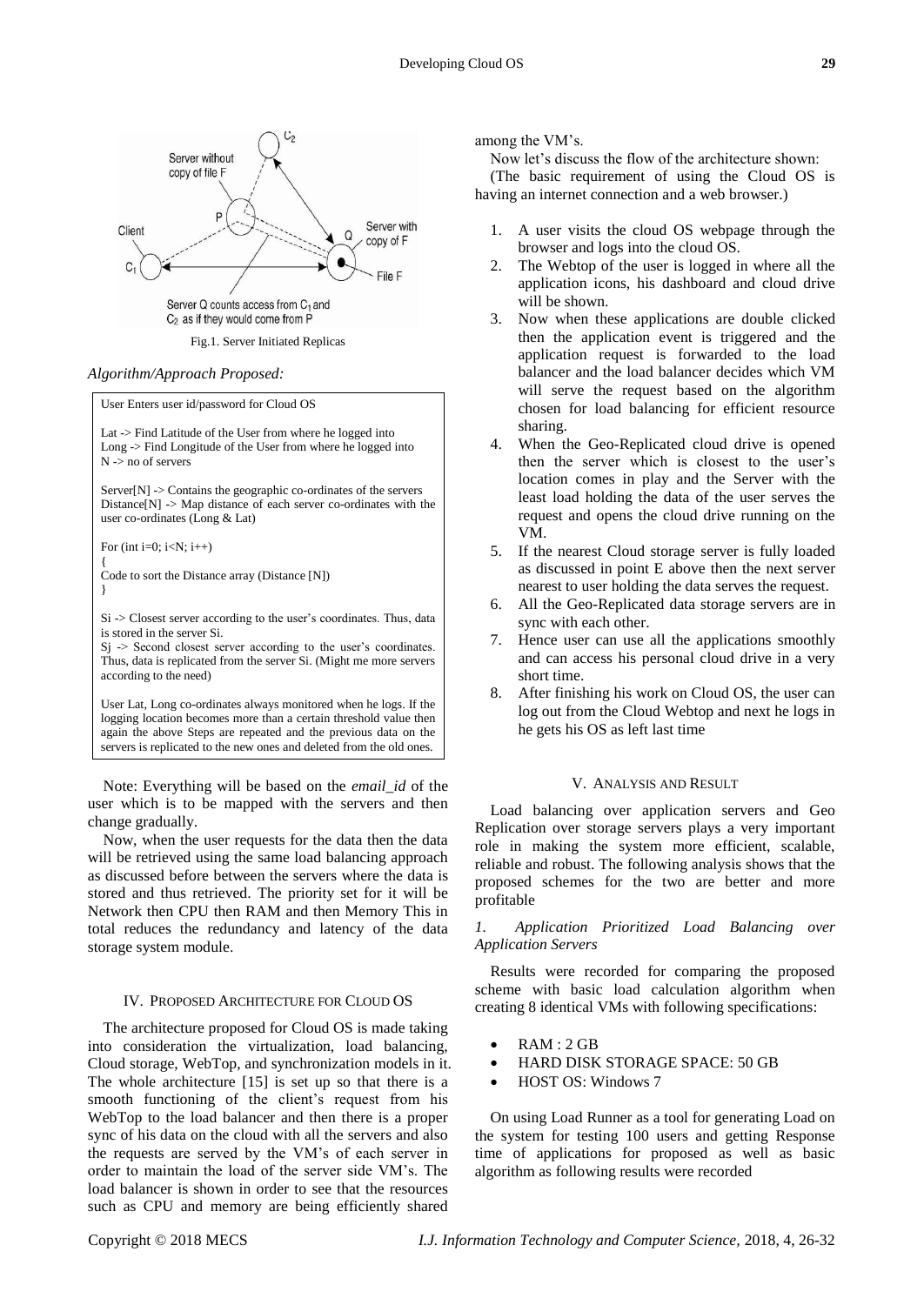Fig.1. Server Initiated Replicas

*Algorithm/Approach Proposed:*

```
User Enters user id/password for Cloud OS

Lat -> Find Latitude of the User from where he logged into
Long -> Find Longitude of the User from where he logged into
N -> no of servers

Server[N] -> Contains the geographic co-ordinates of the servers
Distance[N] -> Map distance of each server co-ordinates with the user co-ordinates (Long & Lat)

For (int i=0; i<N; i++)
{
Code to sort the Distance array (Distance [N])
}

Si -> Closest server according to the user's coordinates. Thus, data is stored in the server Si.
Sj -> Second closest server according to the user's coordinates. Thus, data is replicated from the server Si. (Might me more servers according to the need)

User Lat, Long co-ordinates always monitored when he logs. If the logging location becomes more than a certain threshold value then again the above Steps are repeated and the previous data on the servers is replicated to the new ones and deleted from the old ones.
```

Note: Everything will be based on the *email_id* of the user which is to be mapped with the servers and then change gradually.

Now, when the user requests for the data then the data will be retrieved using the same load balancing approach as discussed before between the servers where the data is stored and thus retrieved. The priority set for it will be Network then CPU then RAM and then Memory This in total reduces the redundancy and latency of the data storage system module.

## IV. Proposed Architecture for Cloud OS

The architecture proposed for Cloud OS is made taking into consideration the virtualization, load balancing, Cloud storage, WebTop, and synchronization models in it. The whole architecture [15] is set up so that there is a smooth functioning of the client's request from his WebTop to the load balancer and then there is a proper sync of his data on the cloud with all the servers and also the requests are served by the VM's of each server in order to maintain the load of the server side VM's. The load balancer is shown in order to see that the resources such as CPU and memory are being efficiently shared among the VM's.

Now let's discuss the flow of the architecture shown:

(The basic requirement of using the Cloud OS is having an internet connection and a web browser.)

1. A user visits the cloud OS webpage through the browser and logs into the cloud OS.
2. The Webtop of the user is logged in where all the application icons, his dashboard and cloud drive will be shown.
3. Now when these applications are double clicked then the application event is triggered and the application request is forwarded to the load balancer and the load balancer decides which VM will serve the request based on the algorithm chosen for load balancing for efficient resource sharing.
4. When the Geo-Replicated cloud drive is opened then the server which is closest to the user's location comes in play and the Server with the least load holding the data of the user serves the request and opens the cloud drive running on the VM.
5. If the nearest Cloud storage server is fully loaded as discussed in point E above then the next server nearest to user holding the data serves the request.
6. All the Geo-Replicated data storage servers are in sync with each other.
7. Hence user can use all the applications smoothly and can access his personal cloud drive in a very short time.
8. After finishing his work on Cloud OS, the user can log out from the Cloud Webtop and next he logs in he gets his OS as left last time

## V. Analysis and Result

Load balancing over application servers and Geo Replication over storage servers plays a very important role in making the system more efficient, scalable, reliable and robust. The following analysis shows that the proposed schemes for the two are better and more profitable

### *1. Application Prioritized Load Balancing over Application Servers*

Results were recorded for comparing the proposed scheme with basic load calculation algorithm when creating 8 identical VMs with following specifications:

- RAM : 2 GB
- HARD DISK STORAGE SPACE: 50 GB
- HOST OS: Windows 7

On using Load Runner as a tool for generating Load on the system for testing 100 users and getting Response time of applications for proposed as well as basic algorithm as following results were recorded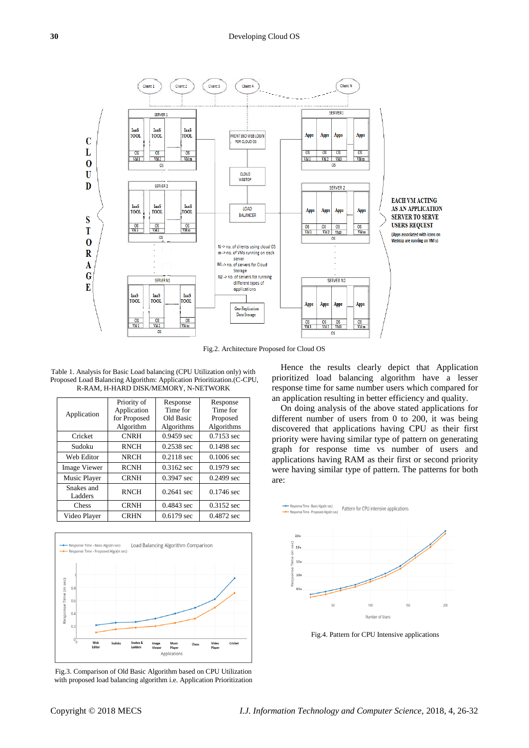Fig.2. Architecture Proposed for Cloud OS

Table 1. Analysis for Basic Load balancing (CPU Utilization only) with Proposed Load Balancing Algorithm: Application Prioritization.(C-CPU, R-RAM, H-HARD DISK/MEMORY, N-NETWORK

| Application | Priority of Application for Proposed Algorithm | Response Time for Old Basic Algorithms | Response Time for Proposed Algorithms |
|---|---|---|---|
| Cricket | CNRH | 0.9459 sec | 0.7153 sec |
| Sudoku | RNCH | 0.2538 sec | 0.1498 sec |
| Web Editor | NRCH | 0.2118 sec | 0.1006 sec |
| Image Viewer | RCNH | 0.3162 sec | 0.1979 sec |
| Music Player | CRNH | 0.3947 sec | 0.2499 sec |
| Snakes and Ladders | RNCH | 0.2641 sec | 0.1746 sec |
| Chess | CRNH | 0.4843 sec | 0.3152 sec |
| Video Player | CRHN | 0.6179 sec | 0.4872 sec |

Fig.3. Comparison of Old Basic Algorithm based on CPU Utilization with proposed load balancing algorithm i.e. Application Prioritization

Hence the results clearly depict that Application prioritized load balancing algorithm have a lesser response time for same number users which compared for an application resulting in better efficiency and quality.

On doing analysis of the above stated applications for different number of users from 0 to 200, it was being discovered that applications having CPU as their first priority were having similar type of pattern on generating graph for response time vs number of users and applications having RAM as their first or second priority were having similar type of pattern. The patterns for both are:

Fig.4. Pattern for CPU Intensive applications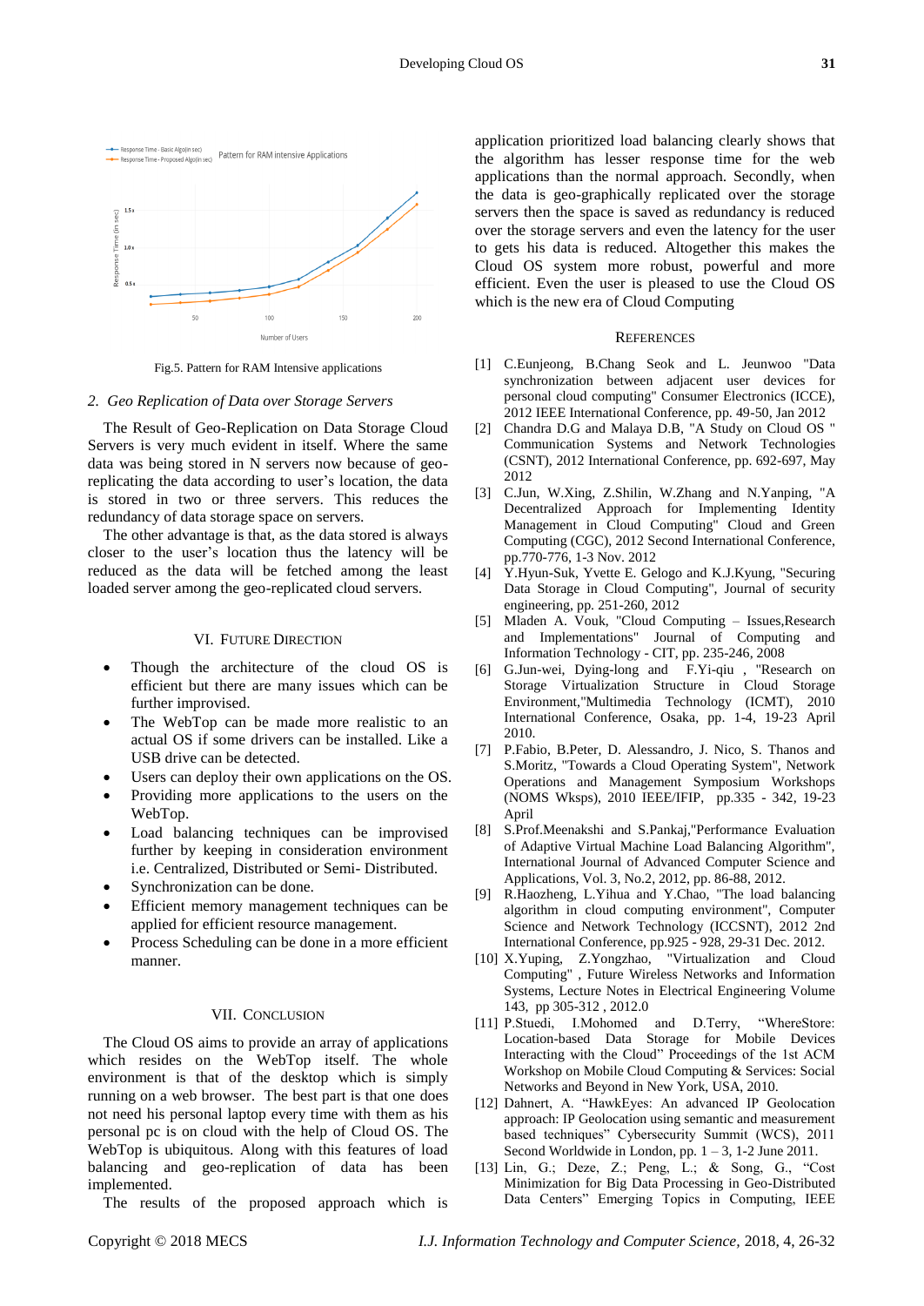Fig.5. Pattern for RAM Intensive applications

### 2. *Geo Replication of Data over Storage Servers*

The Result of Geo-Replication on Data Storage Cloud Servers is very much evident in itself. Where the same data was being stored in N servers now because of geo-replicating the data according to user's location, the data is stored in two or three servers. This reduces the redundancy of data storage space on servers.

The other advantage is that, as the data stored is always closer to the user's location thus the latency will be reduced as the data will be fetched among the least loaded server among the geo-replicated cloud servers.

## VI. Future Direction

- Though the architecture of the cloud OS is efficient but there are many issues which can be further improvised.
- The WebTop can be made more realistic to an actual OS if some drivers can be installed. Like a USB drive can be detected.
- Users can deploy their own applications on the OS.
- Providing more applications to the users on the WebTop.
- Load balancing techniques can be improvised further by keeping in consideration environment i.e. Centralized, Distributed or Semi- Distributed.
- Synchronization can be done.
- Efficient memory management techniques can be applied for efficient resource management.
- Process Scheduling can be done in a more efficient manner.

## VII. Conclusion

The Cloud OS aims to provide an array of applications which resides on the WebTop itself. The whole environment is that of the desktop which is simply running on a web browser. The best part is that one does not need his personal laptop every time with them as his personal pc is on cloud with the help of Cloud OS. The WebTop is ubiquitous. Along with this features of load balancing and geo-replication of data has been implemented.

The results of the proposed approach which is application prioritized load balancing clearly shows that the algorithm has lesser response time for the web applications than the normal approach. Secondly, when the data is geo-graphically replicated over the storage servers then the space is saved as redundancy is reduced over the storage servers and even the latency for the user to gets his data is reduced. Altogether this makes the Cloud OS system more robust, powerful and more efficient. Even the user is pleased to use the Cloud OS which is the new era of Cloud Computing

## References

[1] C.Eunjeong, B.Chang Seok and L. Jeunwoo "Data synchronization between adjacent user devices for personal cloud computing" Consumer Electronics (ICCE), 2012 IEEE International Conference, pp. 49-50, Jan 2012

[2] Chandra D.G and Malaya D.B, "A Study on Cloud OS " Communication Systems and Network Technologies (CSNT), 2012 International Conference, pp. 692-697, May 2012

[3] C.Jun, W.Xing, Z.Shilin, W.Zhang and N.Yanping, "A Decentralized Approach for Implementing Identity Management in Cloud Computing" Cloud and Green Computing (CGC), 2012 Second International Conference, pp.770-776, 1-3 Nov. 2012

[4] Y.Hyun-Suk, Yvette E. Gelogo and K.J.Kyung, "Securing Data Storage in Cloud Computing", Journal of security engineering, pp. 251-260, 2012

[5] Mladen A. Vouk, "Cloud Computing – Issues,Research and Implementations" Journal of Computing and Information Technology - CIT, pp. 235-246, 2008

[6] G.Jun-wei, Dying-long and F.Yi-qiu , "Research on Storage Virtualization Structure in Cloud Storage Environment,"Multimedia Technology (ICMT), 2010 International Conference, Osaka, pp. 1-4, 19-23 April 2010.

[7] P.Fabio, B.Peter, D. Alessandro, J. Nico, S. Thanos and S.Moritz, "Towards a Cloud Operating System", Network Operations and Management Symposium Workshops (NOMS Wksps), 2010 IEEE/IFIP, pp.335 - 342, 19-23 April

[8] S.Prof.Meenakshi and S.Pankaj,"Performance Evaluation of Adaptive Virtual Machine Load Balancing Algorithm", International Journal of Advanced Computer Science and Applications, Vol. 3, No.2, 2012, pp. 86-88, 2012.

[9] R.Haozheng, L.Yihua and Y.Chao, "The load balancing algorithm in cloud computing environment", Computer Science and Network Technology (ICCSNT), 2012 2nd International Conference, pp.925 - 928, 29-31 Dec. 2012.

[10] X.Yuping, Z.Yongzhao, "Virtualization and Cloud Computing" , Future Wireless Networks and Information Systems, Lecture Notes in Electrical Engineering Volume 143, pp 305-312 , 2012.0

[11] P.Stuedi, I.Mohomed and D.Terry, "WhereStore: Location-based Data Storage for Mobile Devices Interacting with the Cloud" Proceedings of the 1st ACM Workshop on Mobile Cloud Computing & Services: Social Networks and Beyond in New York, USA, 2010.

[12] Dahnert, A. "HawkEyes: An advanced IP Geolocation approach: IP Geolocation using semantic and measurement based techniques" Cybersecurity Summit (WCS), 2011 Second Worldwide in London, pp. 1 – 3, 1-2 June 2011.

[13] Lin, G.; Deze, Z.; Peng, L.; & Song, G., "Cost Minimization for Big Data Processing in Geo-Distributed Data Centers" Emerging Topics in Computing, IEEE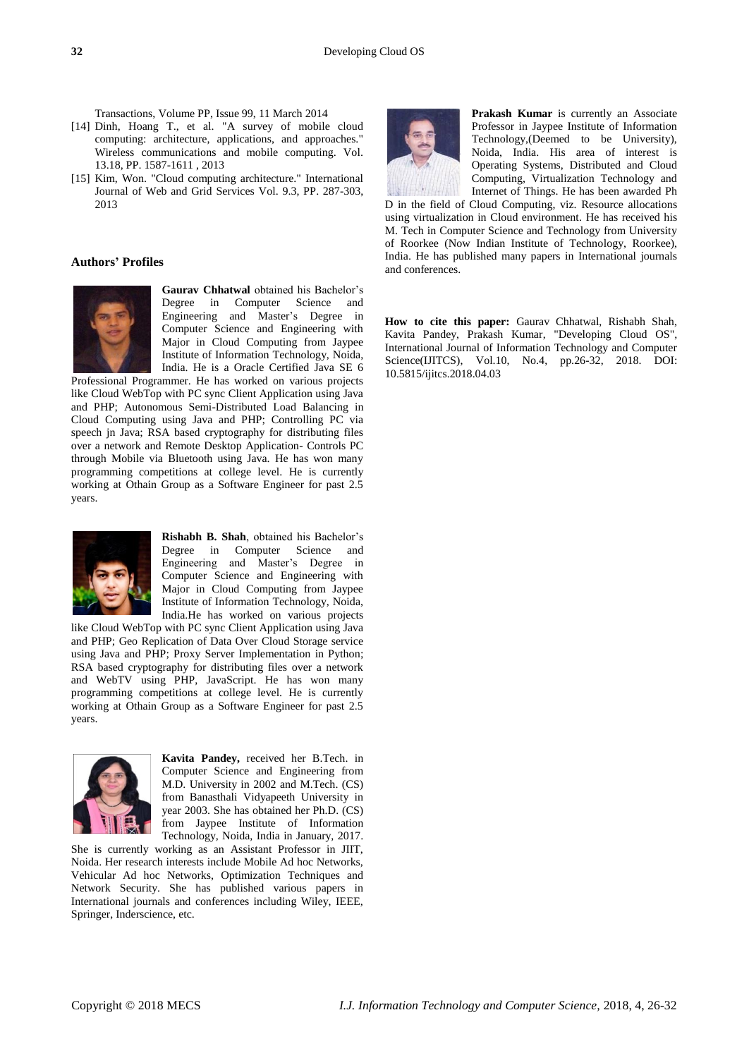Transactions, Volume PP, Issue 99, 11 March 2014

[14] Dinh, Hoang T., et al. "A survey of mobile cloud computing: architecture, applications, and approaches." Wireless communications and mobile computing. Vol. 13.18, PP. 1587-1611 , 2013

[15] Kim, Won. "Cloud computing architecture." International Journal of Web and Grid Services Vol. 9.3, PP. 287-303, 2013

### Authors' Profiles

**Gaurav Chhatwal** obtained his Bachelor's Degree in Computer Science and Engineering and Master's Degree in Computer Science and Engineering with Major in Cloud Computing from Jaypee Institute of Information Technology, Noida, India. He is a Oracle Certified Java SE 6 Professional Programmer. He has worked on various projects like Cloud WebTop with PC sync Client Application using Java and PHP; Autonomous Semi-Distributed Load Balancing in Cloud Computing using Java and PHP; Controlling PC via speech jn Java; RSA based cryptography for distributing files over a network and Remote Desktop Application- Controls PC through Mobile via Bluetooth using Java. He has won many programming competitions at college level. He is currently working at Othain Group as a Software Engineer for past 2.5 years.

**Rishabh B. Shah**, obtained his Bachelor's Degree in Computer Science and Engineering and Master's Degree in Computer Science and Engineering with Major in Cloud Computing from Jaypee Institute of Information Technology, Noida, India.He has worked on various projects like Cloud WebTop with PC sync Client Application using Java and PHP; Geo Replication of Data Over Cloud Storage service using Java and PHP; Proxy Server Implementation in Python; RSA based cryptography for distributing files over a network and WebTV using PHP, JavaScript. He has won many programming competitions at college level. He is currently working at Othain Group as a Software Engineer for past 2.5 years.

**Kavita Pandey,** received her B.Tech. in Computer Science and Engineering from M.D. University in 2002 and M.Tech. (CS) from Banasthali Vidyapeeth University in year 2003. She has obtained her Ph.D. (CS) from Jaypee Institute of Information Technology, Noida, India in January, 2017. She is currently working as an Assistant Professor in JIIT, Noida. Her research interests include Mobile Ad hoc Networks, Vehicular Ad hoc Networks, Optimization Techniques and Network Security. She has published various papers in International journals and conferences including Wiley, IEEE, Springer, Inderscience, etc.

**Prakash Kumar** is currently an Associate Professor in Jaypee Institute of Information Technology,(Deemed to be University), Noida, India. His area of interest is Operating Systems, Distributed and Cloud Computing, Virtualization Technology and Internet of Things. He has been awarded Ph D in the field of Cloud Computing, viz. Resource allocations using virtualization in Cloud environment. He has received his M. Tech in Computer Science and Technology from University of Roorkee (Now Indian Institute of Technology, Roorkee), India. He has published many papers in International journals and conferences.

**How to cite this paper:** Gaurav Chhatwal, Rishabh Shah, Kavita Pandey, Prakash Kumar, "Developing Cloud OS", International Journal of Information Technology and Computer Science(IJITCS), Vol.10, No.4, pp.26-32, 2018. DOI: 10.5815/ijitcs.2018.04.03